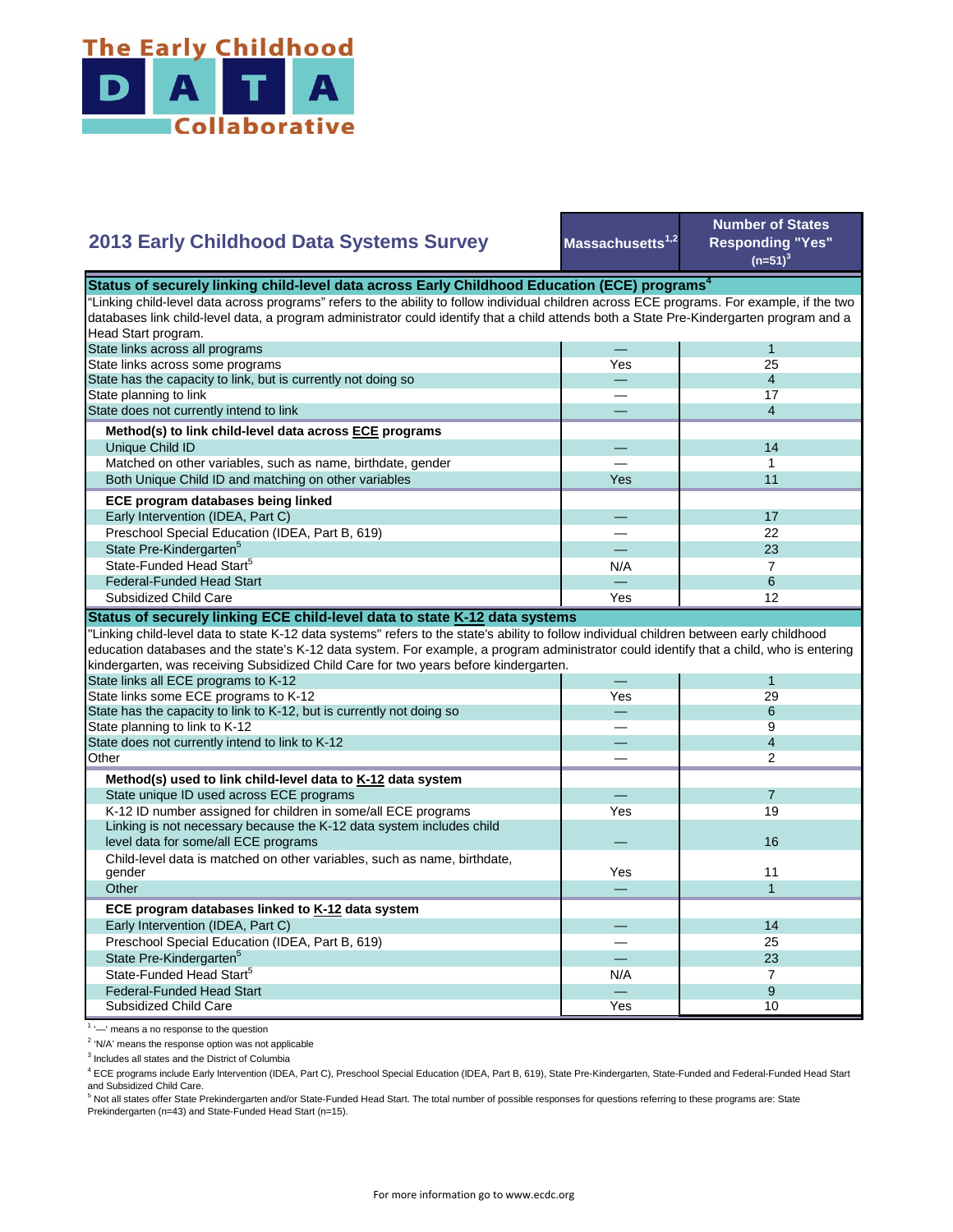# The Early Childhood DATA Collaborative

| 2013 Early Childhood Data Systems Survey | Massachusetts[1,2] | Number of States Responding "Yes" (n=51)[3] |
|---|---|---|
| **Status of securely linking child-level data across Early Childhood Education (ECE) programs[4]** | | |
| "Linking child-level data across programs" refers to the ability to follow individual children across ECE programs. For example, if the two databases link child-level data, a program administrator could identify that a child attends both a State Pre-Kindergarten program and a Head Start program. | | |
| State links across all programs | — | 1 |
| State links across some programs | Yes | 25 |
| State has the capacity to link, but is currently not doing so | — | 4 |
| State planning to link | — | 17 |
| State does not currently intend to link | — | 4 |
| **Method(s) to link child-level data across ECE programs** | | |
| Unique Child ID | — | 14 |
| Matched on other variables, such as name, birthdate, gender | — | 1 |
| Both Unique Child ID and matching on other variables | Yes | 11 |
| **ECE program databases being linked** | | |
| Early Intervention (IDEA, Part C) | — | 17 |
| Preschool Special Education (IDEA, Part B, 619) | — | 22 |
| State Pre-Kindergarten[5] | — | 23 |
| State-Funded Head Start[5] | N/A | 7 |
| Federal-Funded Head Start | — | 6 |
| Subsidized Child Care | Yes | 12 |
| **Status of securely linking ECE child-level data to state K-12 data systems** | | |
| "Linking child-level data to state K-12 data systems" refers to the state's ability to follow individual children between early childhood education databases and the state's K-12 data system. For example, a program administrator could identify that a child, who is entering kindergarten, was receiving Subsidized Child Care for two years before kindergarten. | | |
| State links all ECE programs to K-12 | — | 1 |
| State links some ECE programs to K-12 | Yes | 29 |
| State has the capacity to link to K-12, but is currently not doing so | — | 6 |
| State planning to link to K-12 | — | 9 |
| State does not currently intend to link to K-12 | — | 4 |
| Other | — | 2 |
| **Method(s) used to link child-level data to K-12 data system** | | |
| State unique ID used across ECE programs | — | 7 |
| K-12 ID number assigned for children in some/all ECE programs | Yes | 19 |
| Linking is not necessary because the K-12 data system includes child level data for some/all ECE programs | — | 16 |
| Child-level data is matched on other variables, such as name, birthdate, gender | Yes | 11 |
| Other | — | 1 |
| **ECE program databases linked to K-12 data system** | | |
| Early Intervention (IDEA, Part C) | — | 14 |
| Preschool Special Education (IDEA, Part B, 619) | — | 25 |
| State Pre-Kindergarten[5] | — | 23 |
| State-Funded Head Start[5] | N/A | 7 |
| Federal-Funded Head Start | — | 9 |
| Subsidized Child Care | Yes | 10 |

[1] '—' means a no response to the question

[2] 'N/A' means the response option was not applicable

[3] Includes all states and the District of Columbia

[4] ECE programs include Early Intervention (IDEA, Part C), Preschool Special Education (IDEA, Part B, 619), State Pre-Kindergarten, State-Funded and Federal-Funded Head Start and Subsidized Child Care.

[5] Not all states offer State Prekindergarten and/or State-Funded Head Start. The total number of possible responses for questions referring to these programs are: State Prekindergarten (n=43) and State-Funded Head Start (n=15).

For more information go to www.ecdc.org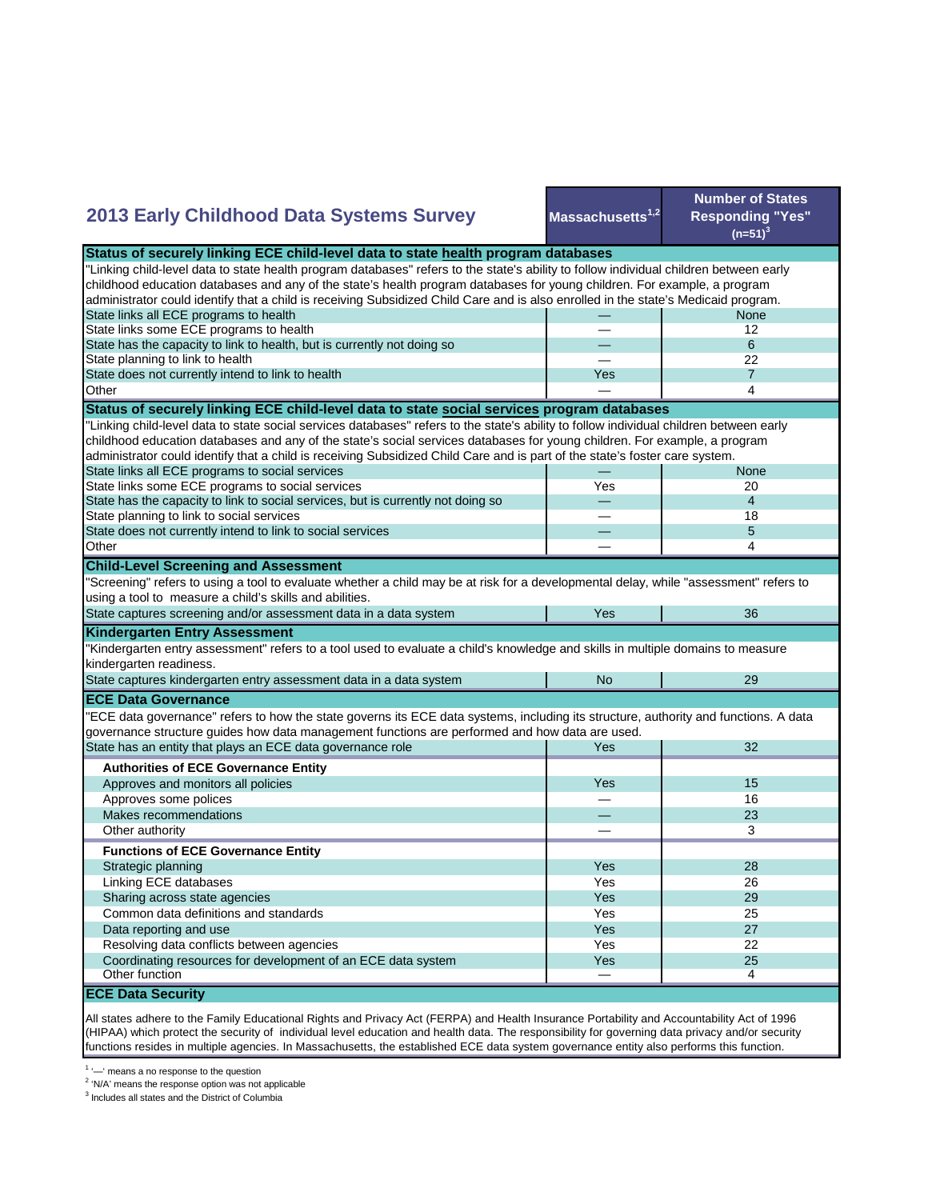# 2013 Early Childhood Data Systems Survey

| | Massachusetts[1,2] | Number of States Responding "Yes" (n=51)[3] |
|---|---|---|
| **Status of securely linking ECE child-level data to state health program databases** | | |
| "Linking child-level data to state health program databases" refers to the state's ability to follow individual children between early childhood education databases and any of the state's health program databases for young children. For example, a program administrator could identify that a child is receiving Subsidized Child Care and is also enrolled in the state's Medicaid program. | | |
| State links all ECE programs to health | — | None |
| State links some ECE programs to health | — | 12 |
| State has the capacity to link to health, but is currently not doing so | — | 6 |
| State planning to link to health | — | 22 |
| State does not currently intend to link to health | Yes | 7 |
| Other | — | 4 |
| **Status of securely linking ECE child-level data to state social services program databases** | | |
| "Linking child-level data to state social services databases" refers to the state's ability to follow individual children between early childhood education databases and any of the state's social services databases for young children. For example, a program administrator could identify that a child is receiving Subsidized Child Care and is part of the state's foster care system. | | |
| State links all ECE programs to social services | — | None |
| State links some ECE programs to social services | Yes | 20 |
| State has the capacity to link to social services, but is currently not doing so | — | 4 |
| State planning to link to social services | — | 18 |
| State does not currently intend to link to social services | — | 5 |
| Other | — | 4 |
| **Child-Level Screening and Assessment** | | |
| "Screening" refers to using a tool to evaluate whether a child may be at risk for a developmental delay, while "assessment" refers to using a tool to measure a child's skills and abilities. | | |
| State captures screening and/or assessment data in a data system | Yes | 36 |
| **Kindergarten Entry Assessment** | | |
| "Kindergarten entry assessment" refers to a tool used to evaluate a child's knowledge and skills in multiple domains to measure kindergarten readiness. | | |
| State captures kindergarten entry assessment data in a data system | No | 29 |
| **ECE Data Governance** | | |
| "ECE data governance" refers to how the state governs its ECE data systems, including its structure, authority and functions. A data governance structure guides how data management functions are performed and how data are used. | | |
| State has an entity that plays an ECE data governance role | Yes | 32 |
| **Authorities of ECE Governance Entity** | | |
| Approves and monitors all policies | Yes | 15 |
| Approves some polices | — | 16 |
| Makes recommendations | — | 23 |
| Other authority | — | 3 |
| **Functions of ECE Governance Entity** | | |
| Strategic planning | Yes | 28 |
| Linking ECE databases | Yes | 26 |
| Sharing across state agencies | Yes | 29 |
| Common data definitions and standards | Yes | 25 |
| Data reporting and use | Yes | 27 |
| Resolving data conflicts between agencies | Yes | 22 |
| Coordinating resources for development of an ECE data system | Yes | 25 |
| Other function | — | 4 |

**ECE Data Security**

All states adhere to the Family Educational Rights and Privacy Act (FERPA) and Health Insurance Portability and Accountability Act of 1996 (HIPAA) which protect the security of individual level education and health data. The responsibility for governing data privacy and/or security functions resides in multiple agencies. In Massachusetts, the established ECE data system governance entity also performs this function.

[1] '—' means a no response to the question

[2] 'N/A' means the response option was not applicable

[3] Includes all states and the District of Columbia